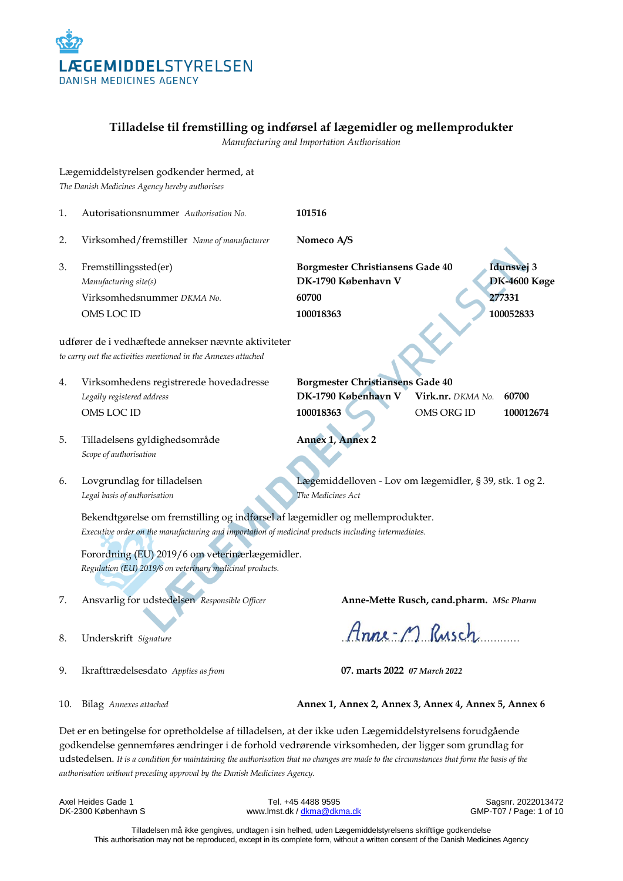**LÆGEMIDDELSTYRELSEN**
DANISH MEDICINES AGENCY

# Tilladelse til fremstilling og indførsel af lægemidler og mellemprodukter

*Manufacturing and Importation Authorisation*

Lægemiddelstyrelsen godkender hermed, at
*The Danish Medicines Agency hereby authorises*

1. Autorisationsnummer *Authorisation No.* — **101516**

2. Virksomhed/fremstiller *Name of manufacturer* — **Nomeco A/S**

3. Fremstillingssted(er) *Manufacturing site(s)*

| | | |
|---|---|---|
| Fremstillingssted(er) *Manufacturing site(s)* | **Borgmester Christiansens Gade 40 DK-1790 København V** | **Idunsvej 3 DK-4600 Køge** |
| Virksomhedsnummer *DKMA No.* | **60700** | **277331** |
| OMS LOC ID | **100018363** | **100052833** |

udfører de i vedhæftede annekser nævnte aktiviteter
*to carry out the activities mentioned in the Annexes attached*

4. Virksomhedens registrerede hovedadresse *Legally registered address* — **Borgmester Christiansens Gade 40, DK-1790 København V** — **Virk.nr.** *DKMA No.* **60700**
   OMS LOC ID — **100018363** — OMS ORG ID **100012674**

5. Tilladelsens gyldighedsområde *Scope of authorisation* — **Annex 1, Annex 2**

6. Lovgrundlag for tilladelsen *Legal basis of authorisation* — Lægemiddelloven - Lov om lægemidler, § 39, stk. 1 og 2.
   *The Medicines Act*

   Bekendtgørelse om fremstilling og indførsel af lægemidler og mellemprodukter.
   *Executive order on the manufacturing and importation of medicinal products including intermediates.*

   Forordning (EU) 2019/6 om veterinærlægemidler.
   *Regulation (EU) 2019/6 on veterinary medicinal products.*

7. Ansvarlig for udstedelsen *Responsible Officer* — **Anne-Mette Rusch, cand.pharm.** ***MSc Pharm***

8. Underskrift *Signature* — Anne-M. Rusch

9. Ikrafttrædelsesdato *Applies as from* — **07. marts 2022** ***07 March 2022***

10. Bilag *Annexes attached* — **Annex 1, Annex 2, Annex 3, Annex 4, Annex 5, Annex 6**

Det er en betingelse for opretholdelse af tilladelsen, at der ikke uden Lægemiddelstyrelsens forudgående godkendelse gennemføres ændringer i de forhold vedrørende virksomheden, der ligger som grundlag for udstedelsen. *It is a condition for maintaining the authorisation that no changes are made to the circumstances that form the basis of the authorisation without preceding approval by the Danish Medicines Agency.*

Axel Heides Gade 1
DK-2300 København S

Tel. +45 4488 9595
www.lmst.dk / dkma@dkma.dk

Sagsnr. 2022013472
GMP-T07

Tilladelsen må ikke gengives, undtagen i sin helhed, uden Lægemiddelstyrelsens skriftlige godkendelse
This authorisation may not be reproduced, except in its complete form, without a written consent of the Danish Medicines Agency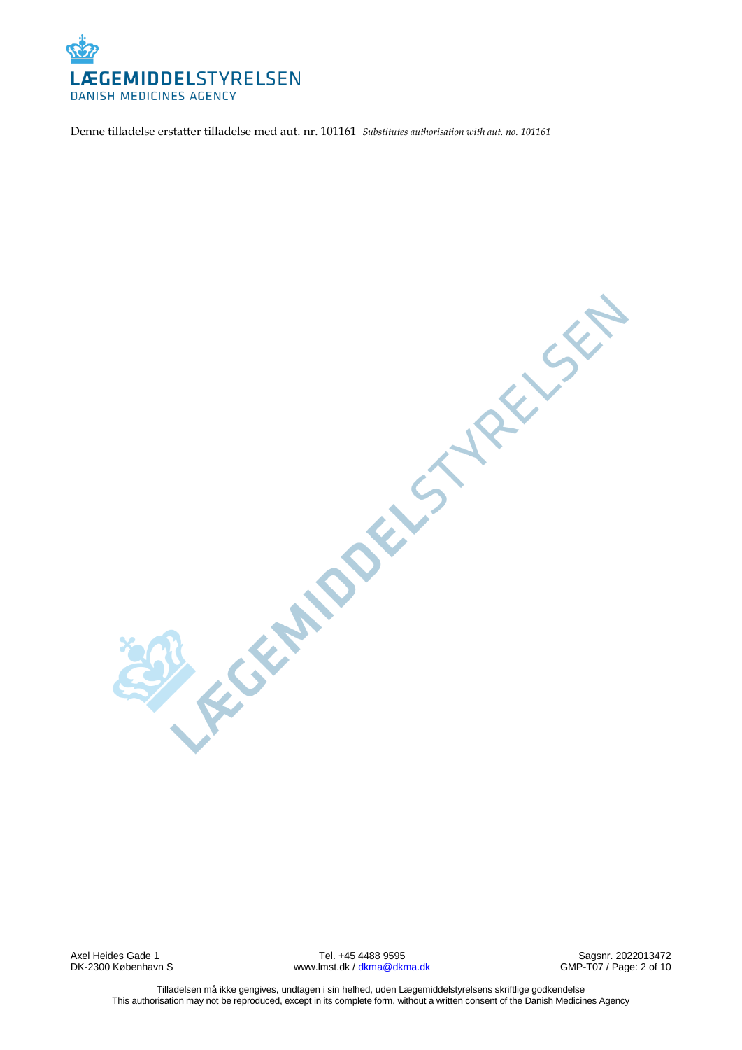Denne tilladelse erstatter tilladelse med aut. nr. 101161 *Substitutes authorisation with aut. no. 101161*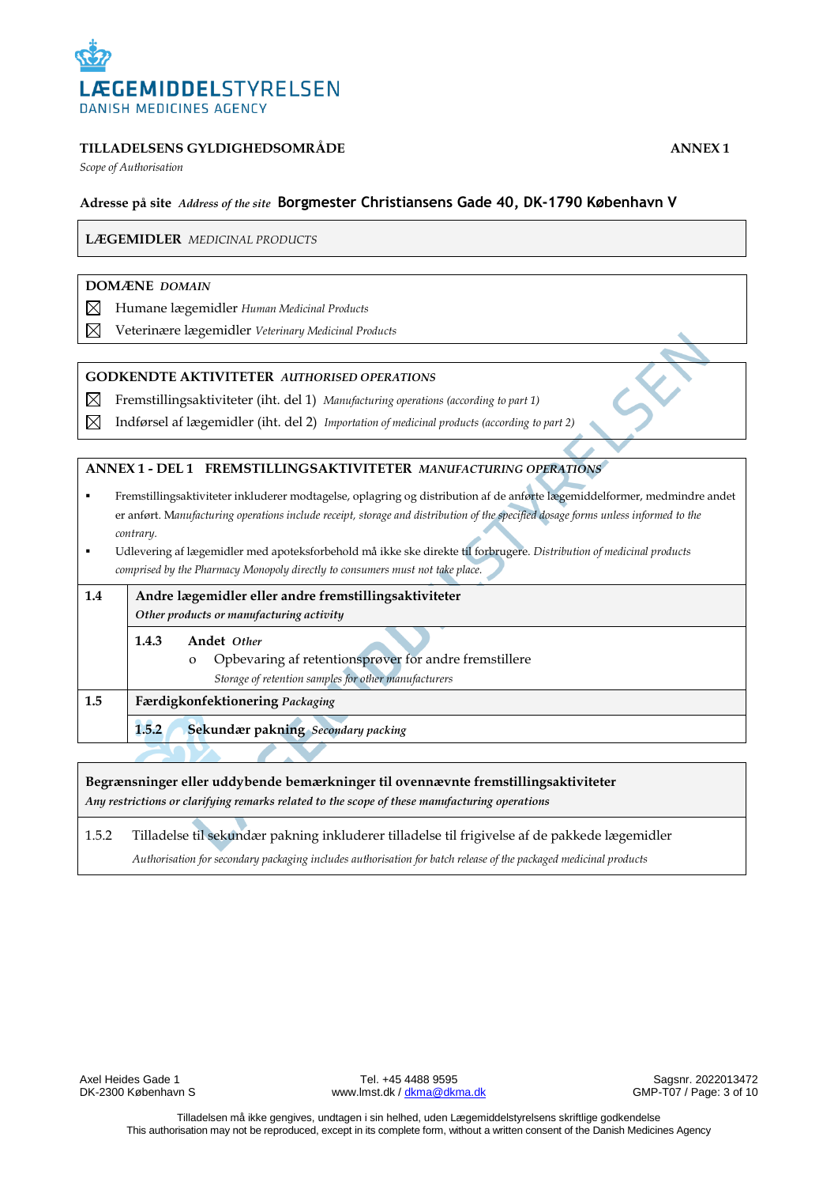LÆGEMIDDELSTYRELSEN
DANISH MEDICINES AGENCY

**TILLADELSENS GYLDIGHEDSOMRÅDE** — **ANNEX 1**

*Scope of Authorisation*

**Adresse på site** *Address of the site* **Borgmester Christiansens Gade 40, DK-1790 København V**

**LÆGEMIDLER** *MEDICINAL PRODUCTS*

**DOMÆNE** *DOMAIN*

- ☒ Humane lægemidler *Human Medicinal Products*
- ☒ Veterinære lægemidler *Veterinary Medicinal Products*

**GODKENDTE AKTIVITETER** *AUTHORISED OPERATIONS*

- ☒ Fremstillingsaktiviteter (iht. del 1) *Manufacturing operations (according to part 1)*
- ☒ Indførsel af lægemidler (iht. del 2) *Importation of medicinal products (according to part 2)*

**ANNEX 1 - DEL 1 FREMSTILLINGSAKTIVITETER** *MANUFACTURING OPERATIONS*

- Fremstillingsaktiviteter inkluderer modtagelse, oplagring og distribution af de anførte lægemiddelformer, medmindre andet er anført. *Manufacturing operations include receipt, storage and distribution of the specified dosage forms unless informed to the contrary.*
- Udlevering af lægemidler med apoteksforbehold må ikke ske direkte til forbrugere. *Distribution of medicinal products comprised by the Pharmacy Monopoly directly to consumers must not take place.*

| | |
|---|---|
| **1.4** | **Andre lægemidler eller andre fremstillingsaktiviteter** *Other products or manufacturing activity* |
| | **1.4.3** **Andet** *Other*<br>o Opbevaring af retentionsprøver for andre fremstillere<br>*Storage of retention samples for other manufacturers* |
| **1.5** | **Færdigkonfektionering** *Packaging* |
| | **1.5.2** **Sekundær pakning** *Secondary packing* |

**Begrænsninger eller uddybende bemærkninger til ovennævnte fremstillingsaktiviteter**
***Any restrictions or clarifying remarks related to the scope of these manufacturing operations***

1.5.2 Tilladelse til sekundær pakning inkluderer tilladelse til frigivelse af de pakkede lægemidler
*Authorisation for secondary packaging includes authorisation for batch release of the packaged medicinal products*

Axel Heides Gade 1
DK-2300 København S

Tel. +45 4488 9595
www.lmst.dk / dkma@dkma.dk

Sagsnr. 2022013472
GMP-T07

Tilladelsen må ikke gengives, undtagen i sin helhed, uden Lægemiddelstyrelsens skriftlige godkendelse
This authorisation may not be reproduced, except in its complete form, without a written consent of the Danish Medicines Agency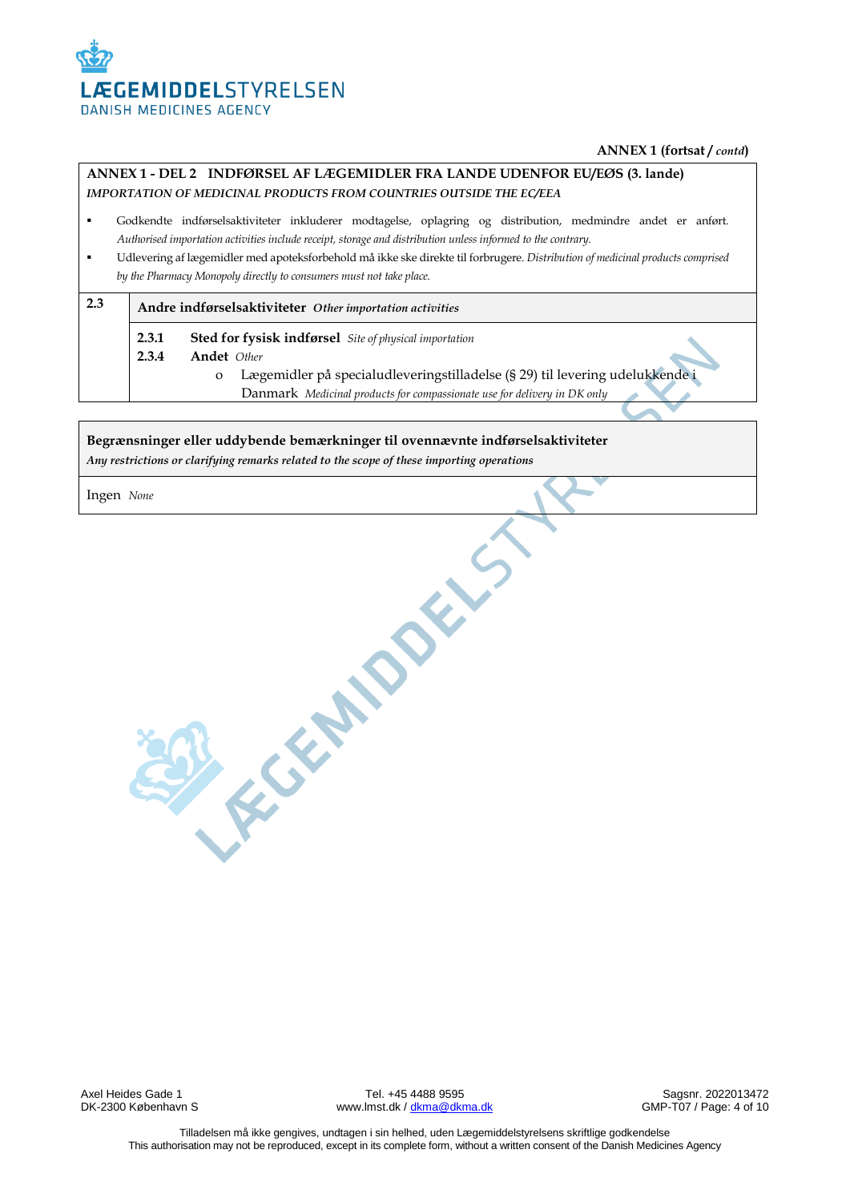**ANNEX 1 (fortsat / *contd*)**

**ANNEX 1 - DEL 2 INDFØRSEL AF LÆGEMIDLER FRA LANDE UDENFOR EU/EØS (3. lande)**
***IMPORTATION OF MEDICINAL PRODUCTS FROM COUNTRIES OUTSIDE THE EC/EEA***

- Godkendte indførselsaktiviteter inkluderer modtagelse, oplagring og distribution, medmindre andet er anført. *Authorised importation activities include receipt, storage and distribution unless informed to the contrary.*
- Udlevering af lægemidler med apoteksforbehold må ikke ske direkte til forbrugere. *Distribution of medicinal products comprised by the Pharmacy Monopoly directly to consumers must not take place.*

**2.3 Andre indførselsaktiviteter** ***Other importation activities***

**2.3.1 Sted for fysisk indførsel** *Site of physical importation*

**2.3.4 Andet** *Other*

- Lægemidler på specialudleveringstilladelse (§ 29) til levering udelukkende i Danmark *Medicinal products for compassionate use for delivery in DK only*

**Begrænsninger eller uddybende bemærkninger til ovennævnte indførselsaktiviteter**
***Any restrictions or clarifying remarks related to the scope of these importing operations***

Ingen *None*

Axel Heides Gade 1
DK-2300 København S

Tel. +45 4488 9595
www.lmst.dk / dkma@dkma.dk

Sagsnr. 2022013472
GMP-T07

Tilladelsen må ikke gengives, undtagen i sin helhed, uden Lægemiddelstyrelsens skriftlige godkendelse
This authorisation may not be reproduced, except in its complete form, without a written consent of the Danish Medicines Agency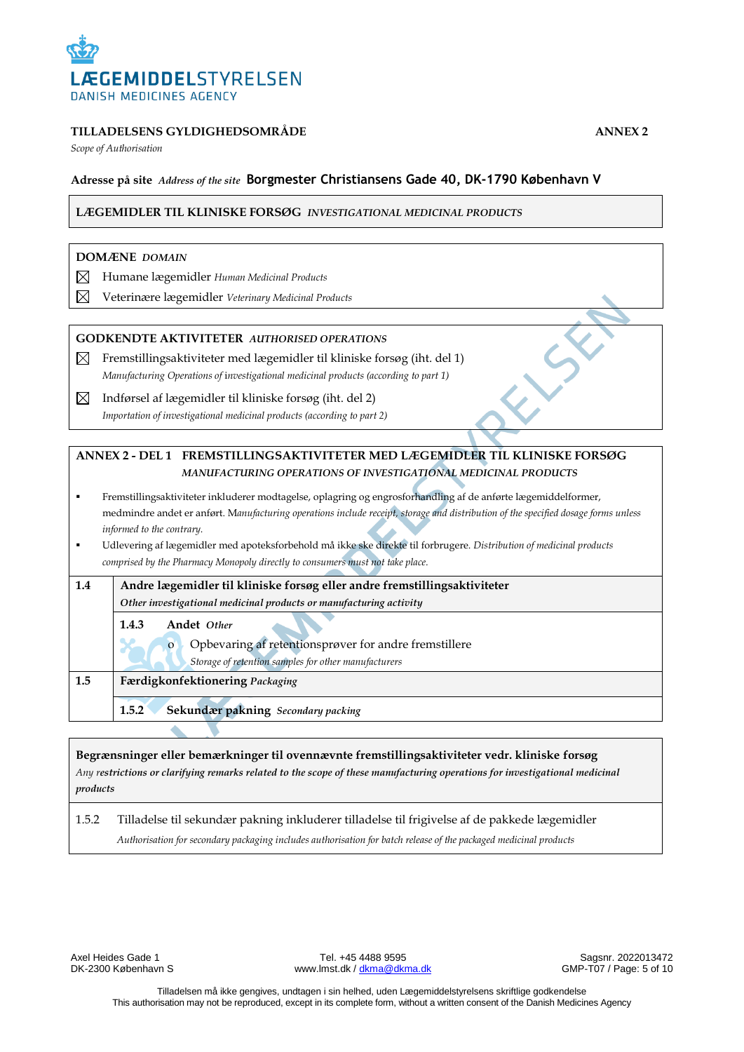# LÆGEMIDDELSTYRELSEN
DANISH MEDICINES AGENCY

**TILLADELSENS GYLDIGHEDSOMRÅDE** **ANNEX 2**

*Scope of Authorisation*

**Adresse på site** *Address of the site* **Borgmester Christiansens Gade 40, DK-1790 København V**

**LÆGEMIDLER TIL KLINISKE FORSØG** *INVESTIGATIONAL MEDICINAL PRODUCTS*

**DOMÆNE** *DOMAIN*

☒ Humane lægemidler *Human Medicinal Products*

☒ Veterinære lægemidler *Veterinary Medicinal Products*

**GODKENDTE AKTIVITETER** *AUTHORISED OPERATIONS*

☒ Fremstillingsaktiviteter med lægemidler til kliniske forsøg (iht. del 1)
*Manufacturing Operations of investigational medicinal products (according to part 1)*

☒ Indførsel af lægemidler til kliniske forsøg (iht. del 2)
*Importation of investigational medicinal products (according to part 2)*

**ANNEX 2 - DEL 1 FREMSTILLINGSAKTIVITETER MED LÆGEMIDLER TIL KLINISKE FORSØG**
*MANUFACTURING OPERATIONS OF INVESTIGATIONAL MEDICINAL PRODUCTS*

- Fremstillingsaktiviteter inkluderer modtagelse, oplagring og engrosforhandling af de anførte lægemiddelformer, medmindre andet er anført. *Manufacturing operations include receipt, storage and distribution of the specified dosage forms unless informed to the contrary.*
- Udlevering af lægemidler med apoteksforbehold må ikke ske direkte til forbrugere. *Distribution of medicinal products comprised by the Pharmacy Monopoly directly to consumers must not take place.*

| | |
|---|---|
| **1.4** | **Andre lægemidler til kliniske forsøg eller andre fremstillingsaktiviteter** *Other investigational medicinal products or manufacturing activity* |
| | **1.4.3 Andet** *Other* <br> o Opbevaring af retentionsprøver for andre fremstillere *Storage of retention samples for other manufacturers* |
| **1.5** | **Færdigkonfektionering** *Packaging* |
| | **1.5.2 Sekundær pakning** *Secondary packing* |

**Begrænsninger eller bemærkninger til ovennævnte fremstillingsaktiviteter vedr. kliniske forsøg**
*Any restrictions or clarifying remarks related to the scope of these manufacturing operations for investigational medicinal products*

1.5.2 Tilladelse til sekundær pakning inkluderer tilladelse til frigivelse af de pakkede lægemidler
*Authorisation for secondary packaging includes authorisation for batch release of the packaged medicinal products*

Axel Heides Gade 1
DK-2300 København S

Tel. +45 4488 9595
www.lmst.dk / dkma@dkma.dk

Sagsnr. 2022013472
GMP-T07

Tilladelsen må ikke gengives, undtagen i sin helhed, uden Lægemiddelstyrelsens skriftlige godkendelse
This authorisation may not be reproduced, except in its complete form, without a written consent of the Danish Medicines Agency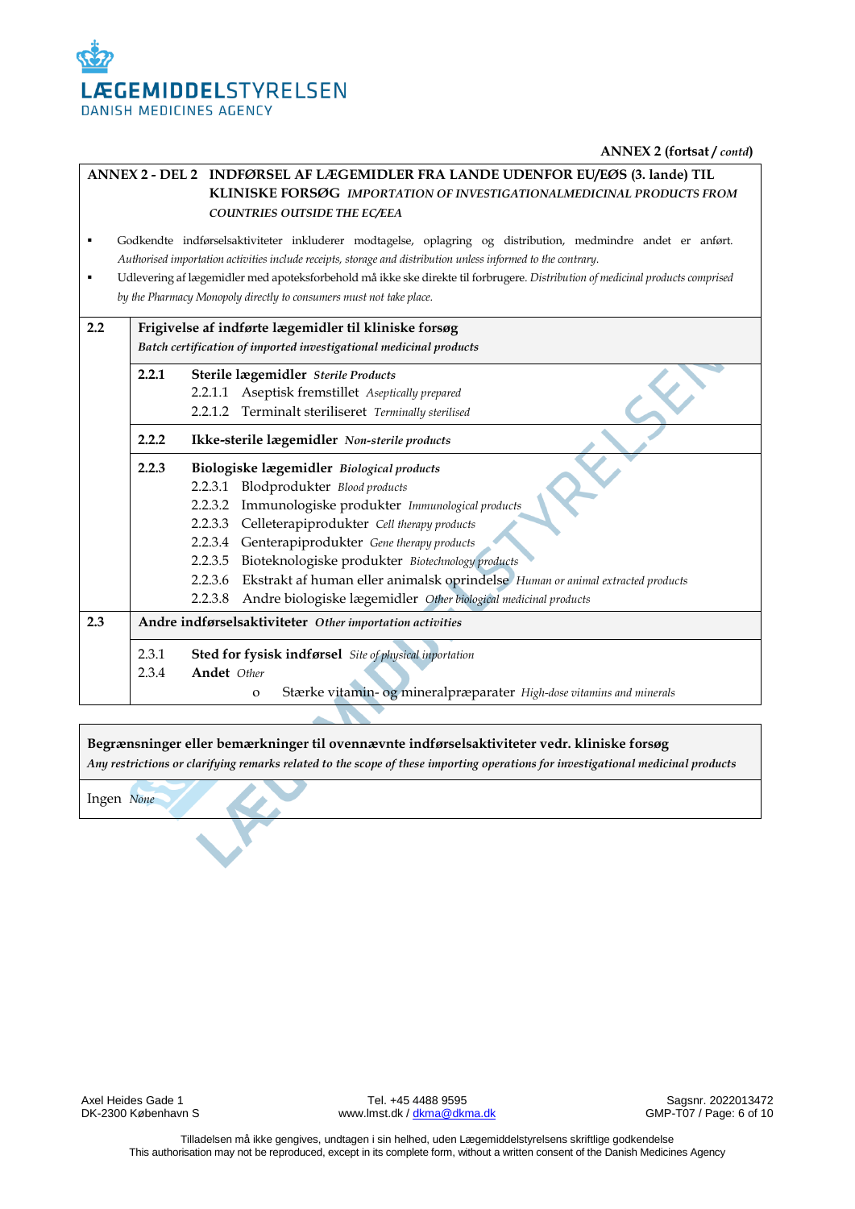**LÆGEMIDDELSTYRELSEN**
DANISH MEDICINES AGENCY

**ANNEX 2 (fortsat /** ***contd*****)**

**ANNEX 2 - DEL 2 INDFØRSEL AF LÆGEMIDLER FRA LANDE UDENFOR EU/EØS (3. lande) TIL KLINISKE FORSØG** ***IMPORTATION OF INVESTIGATIONALMEDICINAL PRODUCTS FROM COUNTRIES OUTSIDE THE EC/EEA***

- Godkendte indførselsaktiviteter inkluderer modtagelse, oplagring og distribution, medmindre andet er anført. *Authorised importation activities include receipts, storage and distribution unless informed to the contrary.*
- Udlevering af lægemidler med apoteksforbehold må ikke ske direkte til forbrugere. *Distribution of medicinal products comprised by the Pharmacy Monopoly directly to consumers must not take place.*

| | |
|---|---|
| **2.2** | **Frigivelse af indførte lægemidler til kliniske forsøg** *Batch certification of imported investigational medicinal products* |
| | **2.2.1 Sterile lægemidler** *Sterile Products*<br>2.2.1.1 Aseptisk fremstillet *Aseptically prepared*<br>2.2.1.2 Terminalt steriliseret *Terminally sterilised* |
| | **2.2.2 Ikke-sterile lægemidler** *Non-sterile products* |
| | **2.2.3 Biologiske lægemidler** *Biological products*<br>2.2.3.1 Blodprodukter *Blood products*<br>2.2.3.2 Immunologiske produkter *Immunological products*<br>2.2.3.3 Celleterapiprodukter *Cell therapy products*<br>2.2.3.4 Genterapiprodukter *Gene therapy products*<br>2.2.3.5 Bioteknologiske produkter *Biotechnology products*<br>2.2.3.6 Ekstrakt af human eller animalsk oprindelse *Human or animal extracted products*<br>2.2.3.8 Andre biologiske lægemidler *Other biological medicinal products* |
| **2.3** | **Andre indførselsaktiviteter** *Other importation activities* |
| | 2.3.1 **Sted for fysisk indførsel** *Site of physical importation*<br>2.3.4 **Andet** *Other*<br>o Stærke vitamin- og mineralpræparater *High-dose vitamins and minerals* |

| **Begrænsninger eller bemærkninger til ovennævnte indførselsaktiviteter vedr. kliniske forsøg** *Any restrictions or clarifying remarks related to the scope of these importing operations for investigational medicinal products* |
|---|
| Ingen *None* |

Axel Heides Gade 1
DK-2300 København S

Tel. +45 4488 9595
www.lmst.dk / dkma@dkma.dk

Sagsnr. 2022013472
GMP-T07

Tilladelsen må ikke gengives, undtagen i sin helhed, uden Lægemiddelstyrelsens skriftlige godkendelse
This authorisation may not be reproduced, except in its complete form, without a written consent of the Danish Medicines Agency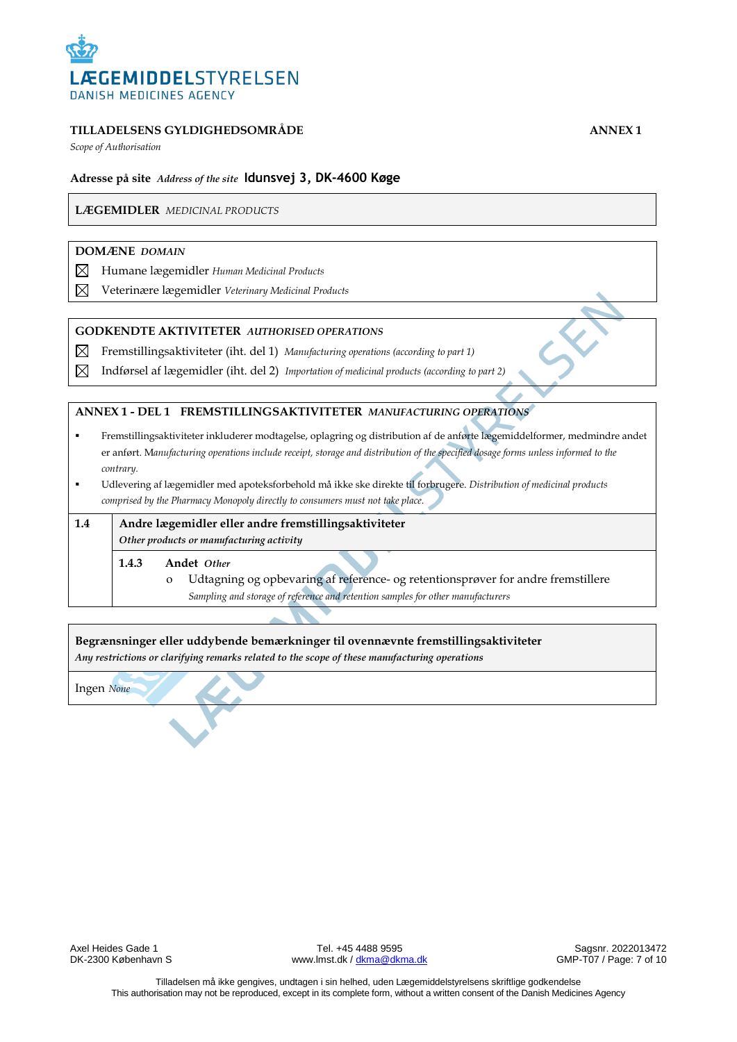LÆGEMIDDELSTYRELSEN
DANISH MEDICINES AGENCY

**TILLADELSENS GYLDIGHEDSOMRÅDE** **ANNEX 1**

*Scope of Authorisation*

**Adresse på site** ***Address of the site*** **Idunsvej 3, DK-4600 Køge**

**LÆGEMIDLER** *MEDICINAL PRODUCTS*

**DOMÆNE** ***DOMAIN***

☒ Humane lægemidler *Human Medicinal Products*

☒ Veterinære lægemidler *Veterinary Medicinal Products*

**GODKENDTE AKTIVITETER** ***AUTHORISED OPERATIONS***

☒ Fremstillingsaktiviteter (iht. del 1) *Manufacturing operations (according to part 1)*

☒ Indførsel af lægemidler (iht. del 2) *Importation of medicinal products (according to part 2)*

**ANNEX 1 - DEL 1 FREMSTILLINGSAKTIVITETER** ***MANUFACTURING OPERATIONS***

- Fremstillingsaktiviteter inkluderer modtagelse, oplagring og distribution af de anførte lægemiddelformer, medmindre andet er anført. *Manufacturing operations include receipt, storage and distribution of the specified dosage forms unless informed to the contrary.*
- Udlevering af lægemidler med apoteksforbehold må ikke ske direkte til forbrugere. *Distribution of medicinal products comprised by the Pharmacy Monopoly directly to consumers must not take place.*

**1.4** **Andre lægemidler eller andre fremstillingsaktiviteter**
***Other products or manufacturing activity***

**1.4.3** **Andet** ***Other***

- Udtagning og opbevaring af reference- og retentionsprøver for andre fremstillere
  *Sampling and storage of reference and retention samples for other manufacturers*

**Begrænsninger eller uddybende bemærkninger til ovennævnte fremstillingsaktiviteter**
***Any restrictions or clarifying remarks related to the scope of these manufacturing operations***

Ingen *None*

Axel Heides Gade 1
DK-2300 København S

Tel. +45 4488 9595
www.lmst.dk / dkma@dkma.dk

Sagsnr. 2022013472
GMP-T07

Tilladelsen må ikke gengives, undtagen i sin helhed, uden Lægemiddelstyrelsens skriftlige godkendelse
This authorisation may not be reproduced, except in its complete form, without a written consent of the Danish Medicines Agency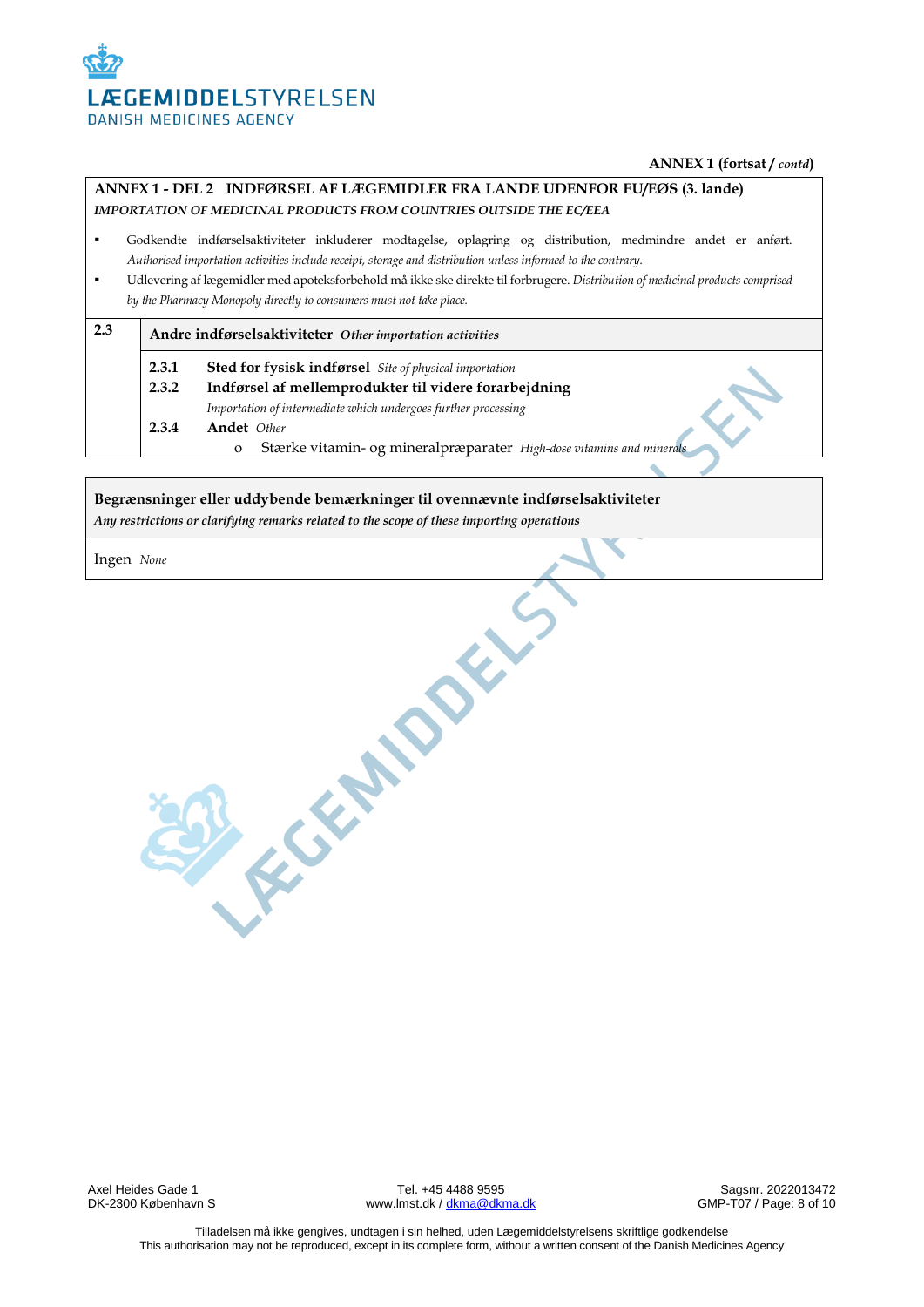ANNEX 1 (fortsat / *contd*)

**ANNEX 1 - DEL 2 INDFØRSEL AF LÆGEMIDLER FRA LANDE UDENFOR EU/EØS (3. lande)**
***IMPORTATION OF MEDICINAL PRODUCTS FROM COUNTRIES OUTSIDE THE EC/EEA***

- Godkendte indførselsaktiviteter inkluderer modtagelse, oplagring og distribution, medmindre andet er anført. *Authorised importation activities include receipt, storage and distribution unless informed to the contrary.*
- Udlevering af lægemidler med apoteksforbehold må ikke ske direkte til forbrugere. *Distribution of medicinal products comprised by the Pharmacy Monopoly directly to consumers must not take place.*

**2.3 Andre indførselsaktiviteter** ***Other importation activities***

- **2.3.1 Sted for fysisk indførsel** *Site of physical importation*
- **2.3.2 Indførsel af mellemprodukter til videre forarbejdning** *Importation of intermediate which undergoes further processing*
- **2.3.4 Andet** *Other*
  - Stærke vitamin- og mineralpræparater *High-dose vitamins and minerals*

**Begrænsninger eller uddybende bemærkninger til ovennævnte indførselsaktiviteter**
***Any restrictions or clarifying remarks related to the scope of these importing operations***

Ingen *None*

Axel Heides Gade 1
DK-2300 København S

Tel. +45 4488 9595
www.lmst.dk / dkma@dkma.dk

Sagsnr. 2022013472
GMP-T07

Tilladelsen må ikke gengives, undtagen i sin helhed, uden Lægemiddelstyrelsens skriftlige godkendelse
This authorisation may not be reproduced, except in its complete form, without a written consent of the Danish Medicines Agency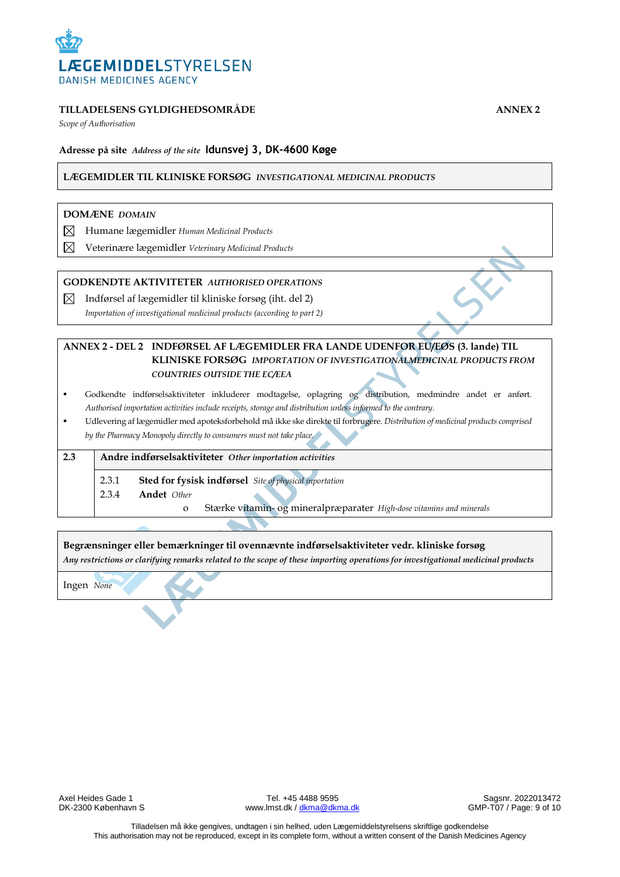**LÆGEMIDDELSTYRELSEN**
DANISH MEDICINES AGENCY

**TILLADELSENS GYLDIGHEDSOMRÅDE** **ANNEX 2**

*Scope of Authorisation*

**Adresse på site** *Address of the site* **Idunsvej 3, DK-4600 Køge**

**LÆGEMIDLER TIL KLINISKE FORSØG** *INVESTIGATIONAL MEDICINAL PRODUCTS*

**DOMÆNE** *DOMAIN*

☒ Humane lægemidler *Human Medicinal Products*

☒ Veterinære lægemidler *Veterinary Medicinal Products*

**GODKENDTE AKTIVITETER** *AUTHORISED OPERATIONS*

☒ Indførsel af lægemidler til kliniske forsøg (iht. del 2)
*Importation of investigational medicinal products (according to part 2)*

**ANNEX 2 - DEL 2 INDFØRSEL AF LÆGEMIDLER FRA LANDE UDENFOR EU/EØS (3. lande) TIL KLINISKE FORSØG** *IMPORTATION OF INVESTIGATIONALMEDICINAL PRODUCTS FROM COUNTRIES OUTSIDE THE EC/EEA*

- Godkendte indførselsaktiviteter inkluderer modtagelse, oplagring og distribution, medmindre andet er anført. *Authorised importation activities include receipts, storage and distribution unless informed to the contrary.*
- Udlevering af lægemidler med apoteksforbehold må ikke ske direkte til forbrugere. *Distribution of medicinal products comprised by the Pharmacy Monopoly directly to consumers must not take place.*

| | |
|---|---|
| **2.3** | **Andre indførselsaktiviteter** *Other importation activities* |
| | 2.3.1 **Sted for fysisk indførsel** *Site of physical importation*<br>2.3.4 **Andet** *Other*<br>o Stærke vitamin- og mineralpræparater *High-dose vitamins and minerals* |

**Begrænsninger eller bemærkninger til ovennævnte indførselsaktiviteter vedr. kliniske forsøg**
***Any restrictions or clarifying remarks related to the scope of these importing operations for investigational medicinal products***

Ingen *None*

Axel Heides Gade 1
DK-2300 København S

Tel. +45 4488 9595
www.lmst.dk / dkma@dkma.dk

Sagsnr. 2022013472
GMP-T07

Tilladelsen må ikke gengives, undtagen i sin helhed, uden Lægemiddelstyrelsens skriftlige godkendelse
This authorisation may not be reproduced, except in its complete form, without a written consent of the Danish Medicines Agency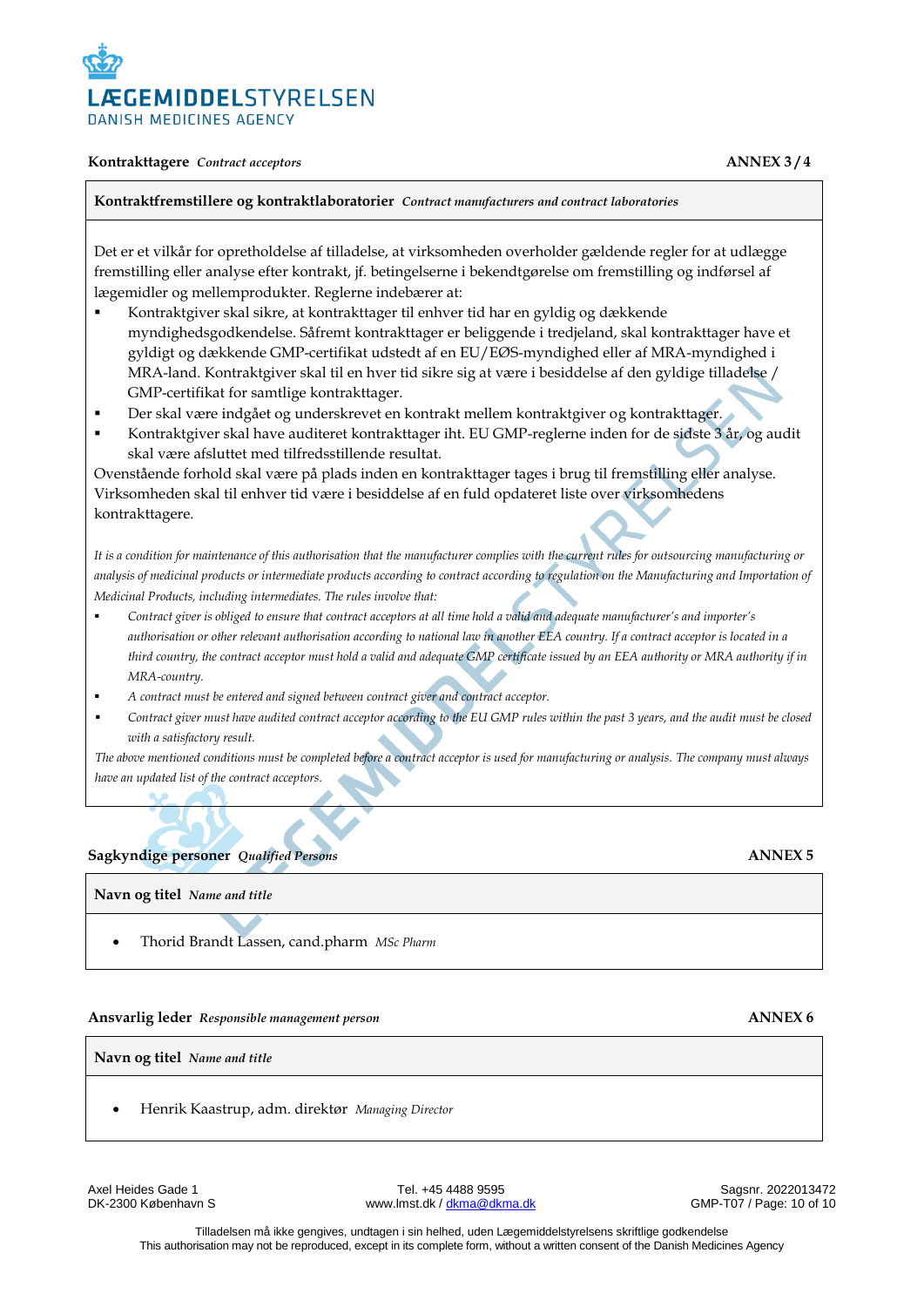**Kontrakttagere** *Contract acceptors* **ANNEX 3 / 4**

| **Kontraktfremstillere og kontraktlaboratorier** *Contract manufacturers and contract laboratories* |
|---|
| Det er et vilkår for opretholdelse af tilladelse, at virksomheden overholder gældende regler for at udlægge fremstilling eller analyse efter kontrakt, jf. betingelserne i bekendtgørelse om fremstilling og indførsel af lægemidler og mellemprodukter. Reglerne indebærer at: ▪ Kontraktgiver skal sikre, at kontrakttager til enhver tid har en gyldig og dækkende myndighedsgodkendelse. Såfremt kontrakttager er beliggende i tredjeland, skal kontrakttager have et gyldigt og dækkende GMP-certifikat udstedt af en EU/EØS-myndighed eller af MRA-myndighed i MRA-land. Kontraktgiver skal til en hver tid sikre sig at være i besiddelse af den gyldige tilladelse / GMP-certifikat for samtlige kontrakttager. ▪ Der skal være indgået og underskrevet en kontrakt mellem kontraktgiver og kontrakttager. ▪ Kontraktgiver skal have auditeret kontrakttager iht. EU GMP-reglerne inden for de sidste 3 år, og audit skal være afsluttet med tilfredsstillende resultat. Ovenstående forhold skal være på plads inden en kontrakttager tages i brug til fremstilling eller analyse. Virksomheden skal til enhver tid være i besiddelse af en fuld opdateret liste over virksomhedens kontrakttagere. *It is a condition for maintenance of this authorisation that the manufacturer complies with the current rules for outsourcing manufacturing or analysis of medicinal products or intermediate products according to contract according to regulation on the Manufacturing and Importation of Medicinal Products, including intermediates. The rules involve that:* ▪ *Contract giver is obliged to ensure that contract acceptors at all time hold a valid and adequate manufacturer's and importer's authorisation or other relevant authorisation according to national law in another EEA country. If a contract acceptor is located in a third country, the contract acceptor must hold a valid and adequate GMP certificate issued by an EEA authority or MRA authority if in MRA-country.* ▪ *A contract must be entered and signed between contract giver and contract acceptor.* ▪ *Contract giver must have audited contract acceptor according to the EU GMP rules within the past 3 years, and the audit must be closed with a satisfactory result.* *The above mentioned conditions must be completed before a contract acceptor is used for manufacturing or analysis. The company must always have an updated list of the contract acceptors.* |

**Sagkyndige personer** *Qualified Persons* **ANNEX 5**

| **Navn og titel** *Name and title* |
|---|
| • Thorid Brandt Lassen, cand.pharm *MSc Pharm* |

**Ansvarlig leder** *Responsible management person* **ANNEX 6**

| **Navn og titel** *Name and title* |
|---|
| • Henrik Kaastrup, adm. direktør *Managing Director* |